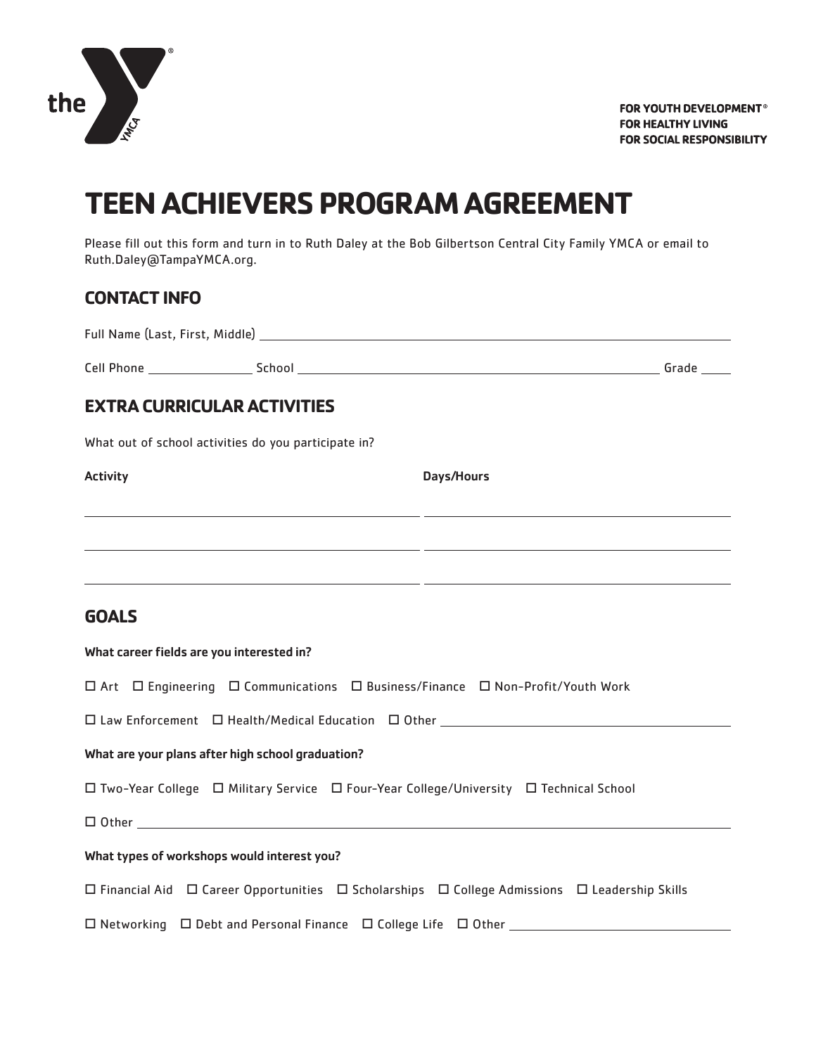FOR YOUTH DEVELOPMENT®
FOR HEALTHY LIVING
FOR SOCIAL RESPONSIBILITY

# TEEN ACHIEVERS PROGRAM AGREEMENT

Please fill out this form and turn in to Ruth Daley at the Bob Gilbertson Central City Family YMCA or email to Ruth.Daley@TampaYMCA.org.

## CONTACT INFO

Full Name (Last, First, Middle) ______________________________

Cell Phone ____________ School ______________________________ Grade ____

## EXTRA CURRICULAR ACTIVITIES

What out of school activities do you participate in?

| Activity | Days/Hours |
|---|---|
| | |
| | |
| | |

## GOALS

**What career fields are you interested in?**

☐ Art ☐ Engineering ☐ Communications ☐ Business/Finance ☐ Non-Profit/Youth Work

☐ Law Enforcement ☐ Health/Medical Education ☐ Other ______________________________

**What are your plans after high school graduation?**

☐ Two-Year College ☐ Military Service ☐ Four-Year College/University ☐ Technical School

☐ Other ______________________________

**What types of workshops would interest you?**

☐ Financial Aid ☐ Career Opportunities ☐ Scholarships ☐ College Admissions ☐ Leadership Skills

☐ Networking ☐ Debt and Personal Finance ☐ College Life ☐ Other ______________________________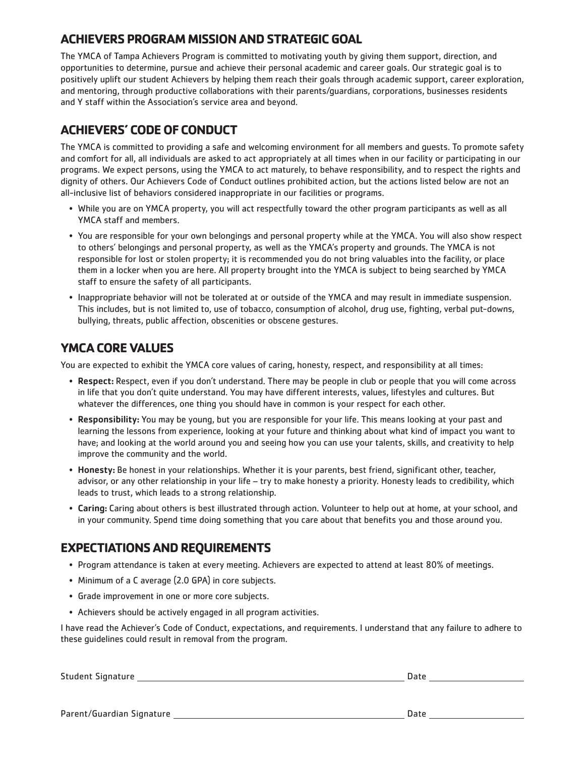## ACHIEVERS PROGRAM MISSION AND STRATEGIC GOAL

The YMCA of Tampa Achievers Program is committed to motivating youth by giving them support, direction, and opportunities to determine, pursue and achieve their personal academic and career goals. Our strategic goal is to positively uplift our student Achievers by helping them reach their goals through academic support, career exploration, and mentoring, through productive collaborations with their parents/guardians, corporations, businesses residents and Y staff within the Association's service area and beyond.

## ACHIEVERS' CODE OF CONDUCT

The YMCA is committed to providing a safe and welcoming environment for all members and guests. To promote safety and comfort for all, all individuals are asked to act appropriately at all times when in our facility or participating in our programs. We expect persons, using the YMCA to act maturely, to behave responsibility, and to respect the rights and dignity of others. Our Achievers Code of Conduct outlines prohibited action, but the actions listed below are not an all-inclusive list of behaviors considered inappropriate in our facilities or programs.

- While you are on YMCA property, you will act respectfully toward the other program participants as well as all YMCA staff and members.
- You are responsible for your own belongings and personal property while at the YMCA. You will also show respect to others' belongings and personal property, as well as the YMCA's property and grounds. The YMCA is not responsible for lost or stolen property; it is recommended you do not bring valuables into the facility, or place them in a locker when you are here. All property brought into the YMCA is subject to being searched by YMCA staff to ensure the safety of all participants.
- Inappropriate behavior will not be tolerated at or outside of the YMCA and may result in immediate suspension. This includes, but is not limited to, use of tobacco, consumption of alcohol, drug use, fighting, verbal put-downs, bullying, threats, public affection, obscenities or obscene gestures.

## YMCA CORE VALUES

You are expected to exhibit the YMCA core values of caring, honesty, respect, and responsibility at all times:

- **Respect:** Respect, even if you don't understand. There may be people in club or people that you will come across in life that you don't quite understand. You may have different interests, values, lifestyles and cultures. But whatever the differences, one thing you should have in common is your respect for each other.
- **Responsibility:** You may be young, but you are responsible for your life. This means looking at your past and learning the lessons from experience, looking at your future and thinking about what kind of impact you want to have; and looking at the world around you and seeing how you can use your talents, skills, and creativity to help improve the community and the world.
- **Honesty:** Be honest in your relationships. Whether it is your parents, best friend, significant other, teacher, advisor, or any other relationship in your life – try to make honesty a priority. Honesty leads to credibility, which leads to trust, which leads to a strong relationship.
- **Caring:** Caring about others is best illustrated through action. Volunteer to help out at home, at your school, and in your community. Spend time doing something that you care about that benefits you and those around you.

## EXPECTIATIONS AND REQUIREMENTS

- Program attendance is taken at every meeting. Achievers are expected to attend at least 80% of meetings.
- Minimum of a C average (2.0 GPA) in core subjects.
- Grade improvement in one or more core subjects.
- Achievers should be actively engaged in all program activities.

I have read the Achiever's Code of Conduct, expectations, and requirements. I understand that any failure to adhere to these guidelines could result in removal from the program.

Student Signature ______________________________ Date ______________

Parent/Guardian Signature ______________________________ Date ______________